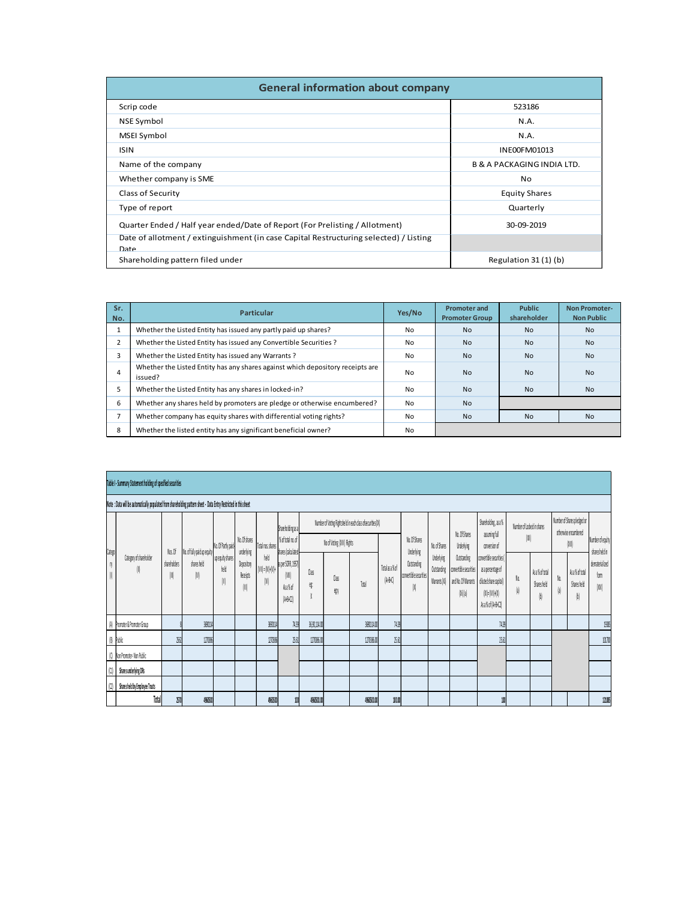## General information about company

| | |
|---|---|
| Scrip code | 523186 |
| NSE Symbol | N.A. |
| MSEI Symbol | N.A. |
| ISIN | INE00FM01013 |
| Name of the company | B & A PACKAGING INDIA LTD. |
| Whether company is SME | No |
| Class of Security | Equity Shares |
| Type of report | Quarterly |
| Quarter Ended / Half year ended/Date of Report (For Prelisting / Allotment) | 30-09-2019 |
| Date of allotment / extinguishment (in case Capital Restructuring selected) / Listing Date | |
| Shareholding pattern filed under | Regulation 31 (1) (b) |

| Sr. No. | Particular | Yes/No | Promoter and Promoter Group | Public shareholder | Non Promoter- Non Public |
|---|---|---|---|---|---|
| 1 | Whether the Listed Entity has issued any partly paid up shares? | No | No | No | No |
| 2 | Whether the Listed Entity has issued any Convertible Securities ? | No | No | No | No |
| 3 | Whether the Listed Entity has issued any Warrants ? | No | No | No | No |
| 4 | Whether the Listed Entity has any shares against which depository receipts are issued? | No | No | No | No |
| 5 | Whether the Listed Entity has any shares in locked-in? | No | No | No | No |
| 6 | Whether any shares held by promoters are pledge or otherwise encumbered? | No | No | | |
| 7 | Whether company has equity shares with differential voting rights? | No | No | No | No |
| 8 | Whether the listed entity has any significant beneficial owner? | No | | | |

Table I - Summary Statement holding of specified securities

Note : Data will be automatically populated from shareholding pattern sheet - Data Entry Restricted in this sheet

| Category (I) | Category of shareholder (II) | Nos. Of shareholders (III) | No. of fully paid up equity shares held (IV) | No. Of Partly paid-up equity shares held (V) | No. Of shares underlying Depository Receipts (VI) | Total nos. shares held (VII) = (IV)+(V)+ (VI) | Shareholding as a % of total no. of shares (calculated as per SCRR, 1957) (VIII) As a % of (A+B+C2) | Number of Voting Rights held in each class of securities (IX) - No of Voting (XIV) Rights - Class eg: X | Class eg:y | Total | Total as a % of (A+B+C) | No. Of Shares Underlying Outstanding convertible securities (X) | No. of Shares Underlying Outstanding Warrants (Xi) | No. Of Shares Underlying Outstanding convertible securities and No. Of Warrants (Xi) (a) | Shareholding, as a % assuming full conversion of convertible securities ( as a percentage of diluted share capital) (XI)= (VII)+(X) As a % of (A+B+C2) | Number of Locked in shares (XII) No. (a) | As a % of total Shares held (b) | Number of Shares pledged or otherwise encumbered (XIII) No. (a) | As a % of total Shares held (b) | Number of equity shares held in dematerialized form (XIV) |
|---|---|---|---|---|---|---|---|---|---|---|---|---|---|---|---|---|---|---|---|---|
| (A) | Promoter & Promoter Group | 8 | 3690114 | | | 3690114 | 74.39 | 36,90,114.00 | | 3690114.00 | 74.39 | | | | 74.39 | | | | | 15985 |
| (B) | Public | 2562 | 1270386 | | | 1270386 | 25.61 | 1270386.00 | | 1270386.00 | 25.61 | | | | 25.61 | | | | | 105700 |
| (C) | Non Promoter- Non Public | | | | | | | | | | | | | | | | | | | |
| (C1) | Shares underlying DRs | | | | | | | | | | | | | | | | | | | |
| (C2) | Shares held by Employee Trusts | | | | | | | | | | | | | | | | | | | |
| | Total | 2570 | 4960500 | | | 4960500 | 100 | 4960500.00 | | 4960500.00 | 100.00 | | | | 100 | | | | | 121685 |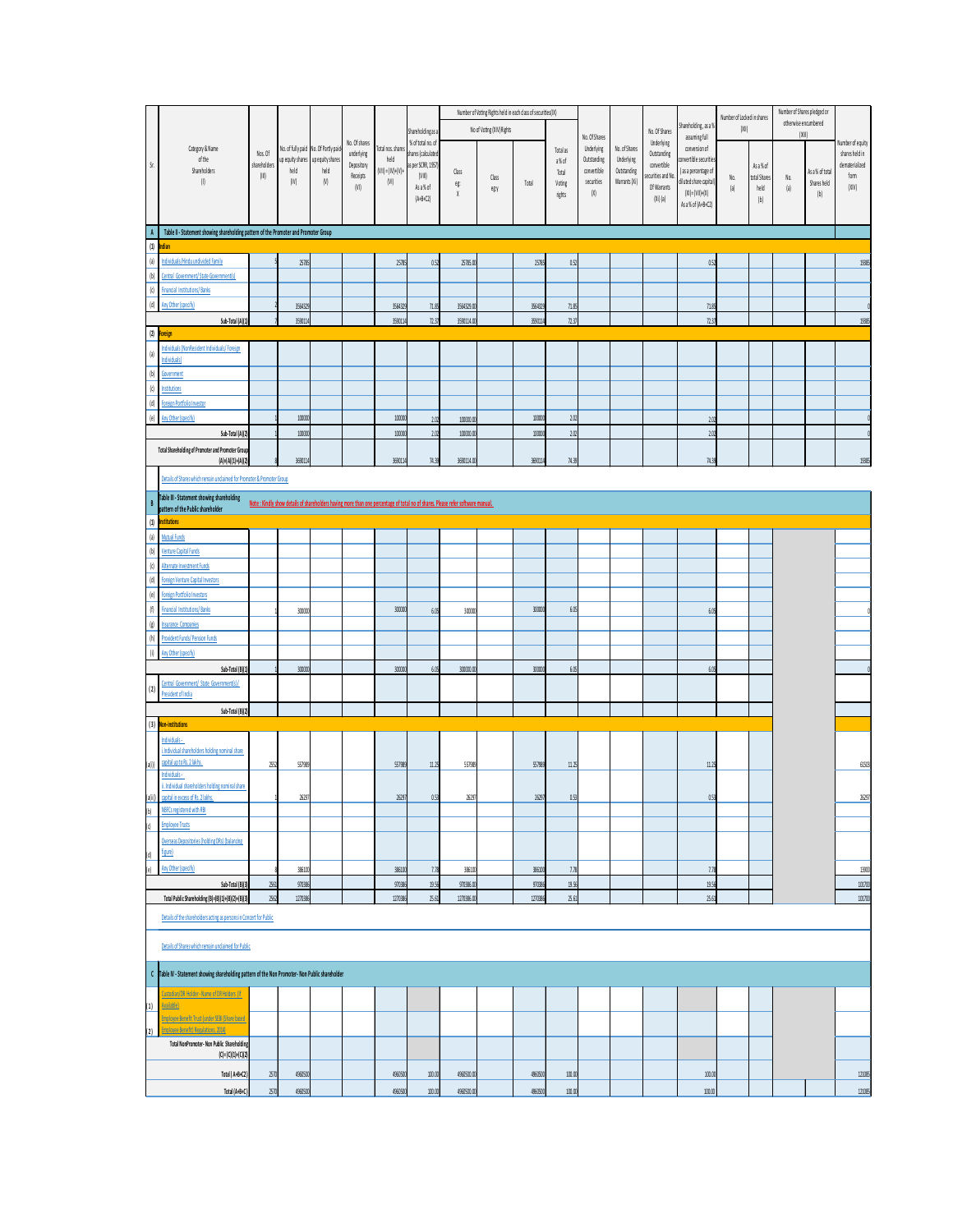| Sr. | Category & Name of the Shareholders (I) | Nos. Of shareholders (III) | No. of fully paid up equity shares held (IV) | No. Of Partly paid-up equity shares held (V) | No. Of shares underlying Depository Receipts (VI) | Total nos. shares held (VII) = (IV)+(V)+(VI) | Shareholding as a % of total no. of shares (calculated as per SCRR, 1957) (VIII) As a % of (A+B+C2) | Number of Voting Rights held in each class of securities (IX) | | | | No. Of Shares Underlying Outstanding convertible securities (X) | No. of Shares Underlying Outstanding Warrants (Xi) | No. Of Shares Underlying Outstanding convertible securities and No. Of Warrants (Xi) (a) | Shareholding, as a % assuming full conversion of convertible securities (as a percentage of diluted share capital) (XI)= (VII)+(X) As a % of (A+B+C2) | Number of Locked in shares (XII) | | Number of Shares pledged or otherwise encumbered (XIII) | | Number of equity shares held in dematerialized form (XIV) |
|---|---|---|---|---|---|---|---|---|---|---|---|---|---|---|---|---|---|---|---|---|
| | | | | | | | | No of Voting (XIV) Rights | | | Total as a % of Total Voting rights | | | | | No. (a) | As a % of total Shares held (b) | No. (a) | As a % of total Shares held (b) | |
| | | | | | | | | Class eg: X | Class eg:y | Total | | | | | | | | | | |
| A | Table II - Statement showing shareholding pattern of the Promoter and Promoter Group | | | | | | | | | | | | | | | | | | | |
| (1) | Indian | | | | | | | | | | | | | | | | | | | |
| (a) | Individuals/Hindu undivided Family | 5 | 25785 | | | 25785 | 0.52 | 25785.00 | | 25785 | 0.52 | | | | 0.52 | | | | | 15985 |
| (b) | Central Government/ State Government(s) | | | | | | | | | | | | | | | | | | | |
| (c) | Financial Institutions/ Banks | | | | | | | | | | | | | | | | | | | |
| (d) | Any Other (specify) | 2 | 3564329 | | | 3564329 | 71.85 | 3564329.00 | | 3564329 | 71.85 | | | | 71.85 | | | | | 0 |
| | Sub-Total (A)(1) | 7 | 3590114 | | | 3590114 | 72.37 | 3590114.00 | | 3590114 | 72.37 | | | | 72.37 | | | | | 15985 |
| (2) | Foreign | | | | | | | | | | | | | | | | | | | |
| (a) | Individuals (NonResident Individuals/ Foreign Individuals) | | | | | | | | | | | | | | | | | | | |
| (b) | Government | | | | | | | | | | | | | | | | | | | |
| (c) | Institutions | | | | | | | | | | | | | | | | | | | |
| (d) | Foreign Portfolio Investor | | | | | | | | | | | | | | | | | | | |
| (e) | Any Other (specify) | 1 | 100000 | | | 100000 | 2.02 | 100000.00 | | 100000 | 2.02 | | | | 2.02 | | | | | 0 |
| | Sub-Total (A)(2) | 1 | 100000 | | | 100000 | 2.02 | 100000.00 | | 100000 | 2.02 | | | | 2.02 | | | | | 0 |
| | Total Shareholding of Promoter and Promoter Group (A)=(A)(1)+(A)(2) | 8 | 3690114 | | | 3690114 | 74.39 | 3690114.00 | | 3690114 | 74.39 | | | | 74.39 | | | | | 15985 |
| | Details of Shares which remain unclaimed for Promoter & Promoter Group | | | | | | | | | | | | | | | | | | | |
| B | Table III - Statement showing shareholding pattern of the Public shareholder | Note : Kindly show details of shareholders having more than one percentage of total no of shares. Please refer software manual. | | | | | | | | | | | | | | | | | | |
| (1) | Institutions | | | | | | | | | | | | | | | | | | | |
| (a) | Mutual Funds | | | | | | | | | | | | | | | | | | | |
| (b) | Venture Capital Funds | | | | | | | | | | | | | | | | | | | |
| (c) | Alternate Investment Funds | | | | | | | | | | | | | | | | | | | |
| (d) | Foreign Venture Capital Investors | | | | | | | | | | | | | | | | | | | |
| (e) | Foreign Portfolio Investors | | | | | | | | | | | | | | | | | | | |
| (f) | Financial Institutions/ Banks | 1 | 300000 | | | 300000 | 6.05 | 300000 | | 300000 | 6.05 | | | | 6.05 | | | | | 0 |
| (g) | Insurance Companies | | | | | | | | | | | | | | | | | | | |
| (h) | Provident Funds/ Pension Funds | | | | | | | | | | | | | | | | | | | |
| (i) | Any Other (specify) | | | | | | | | | | | | | | | | | | | |
| | Sub-Total (B)(1) | 1 | 300000 | | | 300000 | 6.05 | 300000.00 | | 300000 | 6.05 | | | | 6.05 | | | | | 0 |
| (2) | Central Government/ State Government(s)/ President of India | | | | | | | | | | | | | | | | | | | |
| | Sub-Total (B)(2) | | | | | | | | | | | | | | | | | | | |
| (3) | Non-institutions | | | | | | | | | | | | | | | | | | | |
| (a(i)) | Individuals - i.Individual shareholders holding nominal share capital up to Rs. 2 lakhs. | 2552 | 557989 | | | 557989 | 11.25 | 557989 | | 557989 | 11.25 | | | | 11.25 | | | | | 61503 |
| (a(ii)) | Individuals - ii. Individual shareholders holding nominal share capital in excess of Rs. 2 lakhs. | 1 | 26297 | | | 26297 | 0.53 | 26297 | | 26297 | 0.53 | | | | 0.53 | | | | | 26297 |
| (b) | NBFCs registered with RBI | | | | | | | | | | | | | | | | | | | |
| (c) | Employee Trusts | | | | | | | | | | | | | | | | | | | |
| (d) | Overseas Depositories (holding DRs) (balancing figure) | | | | | | | | | | | | | | | | | | | |
| (e) | Any Other (specify) | 8 | 386100 | | | 386100 | 7.78 | 386100 | | 386100 | 7.78 | | | | 7.78 | | | | | 13000 |
| | Sub-Total (B)(3) | 2561 | 970386 | | | 970386 | 19.56 | 970386.00 | | 970386 | 19.56 | | | | 19.56 | | | | | 100700 |
| | Total Public Shareholding (B)=(B)(1)+(B)(2)+(B)(3) | 2562 | 1270386 | | | 1270386 | 25.61 | 1270386.00 | | 1270386 | 25.61 | | | | 25.61 | | | | | 100700 |
| | Details of the shareholders acting as persons in Concert for Public | | | | | | | | | | | | | | | | | | | |
| | Details of Shares which remain unclaimed for Public | | | | | | | | | | | | | | | | | | | |
| C | Table IV - Statement showing shareholding pattern of the Non Promoter- Non Public shareholder | | | | | | | | | | | | | | | | | | | |
| (1) | Custodian/DR Holder - Name of DR Holders (If Available) | | | | | | | | | | | | | | | | | | | |
| (2) | Employee Benefit Trust (under SEBI (Share based Employee Benefit) Regulations, 2014) | | | | | | | | | | | | | | | | | | | |
| | Total NonPromoter- Non Public Shareholding (C)= (C)(1)+(C)(2) | | | | | | | | | | | | | | | | | | | |
| | Total ( A+B+C2 ) | 2570 | 4960500 | | | 4960500 | 100.00 | 4960500.00 | | 4960500 | 100.00 | | | | 100.00 | | | | | 121085 |
| | Total (A+B+C ) | 2570 | 4960500 | | | 4960500 | 100.00 | 4960500.00 | | 4960500 | 100.00 | | | | 100.00 | | | | | 121085 |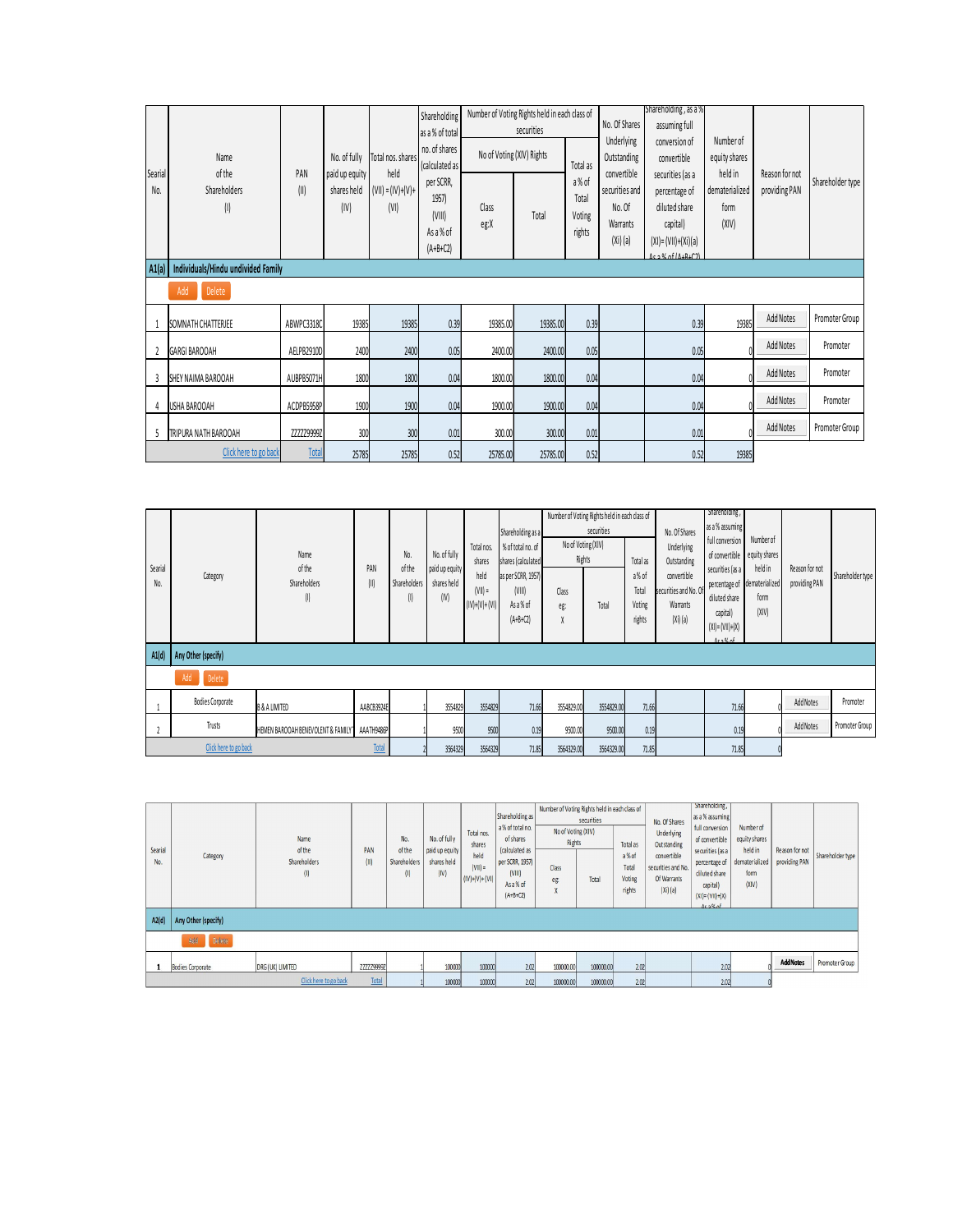| Searial No. | Name of the Shareholders (I) | PAN (II) | No. of fully paid up equity shares held (IV) | Total nos. shares held (VII) = (IV)+(V)+ (VI) | Shareholding as a % of total no. of shares (calculated as per SCRR, 1957) (VIII) As a % of (A+B+C2) | Number of Voting Rights held in each class of securities | | | No. Of Shares Underlying Outstanding convertible securities and No. Of Warrants (Xi) (a) | Shareholding , as a % assuming full conversion of convertible securities (as a percentage of diluted share capital) (XI)= (VII)+(Xi)(a) As a % of (A+B+C2) | Number of equity shares held in dematerialized form (XIV) | Reason for not providing PAN | Shareholder type |
|---|---|---|---|---|---|---|---|---|---|---|---|---|---|
| | | | | | | No of Voting (XIV) Rights | | Total as a % of Total Voting rights | | | | | |
| | | | | | | Class eg:X | Total | | | | | | |
| **A1(a)** | **Individuals/Hindu undivided Family** | | | | | | | | | | | | |
| | Add Delete | | | | | | | | | | | | |
| 1 | SOMNATH CHATTERJEE | ABWPC3318C | 19385 | 19385 | 0.39 | 19385.00 | 19385.00 | 0.39 | | 0.39 | 19385 | Add Notes | Promoter Group |
| 2 | GARGI BAROOAH | AELPB2910D | 2400 | 2400 | 0.05 | 2400.00 | 2400.00 | 0.05 | | 0.05 | 0 | Add Notes | Promoter |
| 3 | SHEY NAIMA BAROOAH | AUBPB5071H | 1800 | 1800 | 0.04 | 1800.00 | 1800.00 | 0.04 | | 0.04 | 0 | Add Notes | Promoter |
| 4 | USHA BAROOAH | ACDPB5958P | 1900 | 1900 | 0.04 | 1900.00 | 1900.00 | 0.04 | | 0.04 | 0 | Add Notes | Promoter |
| 5 | TRIPURA NATH BAROOAH | ZZZZZ9999Z | 300 | 300 | 0.01 | 300.00 | 300.00 | 0.01 | | 0.01 | 0 | Add Notes | Promoter Group |
| | Click here to go back | Total | 25785 | 25785 | 0.52 | 25785.00 | 25785.00 | 0.52 | | 0.52 | 19385 | | |

| Searial No. | Category | Name of the Shareholders (I) | PAN (II) | No. of the Shareholders (I) | No. of fully paid up equity shares held (IV) | Total nos. shares held (VII) = (IV)+(V)+ (VI) | Shareholding as a % of total no. of shares (calculated as per SCRR, 1957) (VIII) As a % of (A+B+C2) | Number of Voting Rights held in each class of securities | | | No. Of Shares Underlying Outstanding convertible securities and No. Of Warrants (Xi) (a) | Shareholding , as a % assuming full conversion of convertible securities (as a percentage of diluted share capital) (XI)= (VII)+(X) As a % of (A+B+C2) | Number of equity shares held in dematerialized form (XIV) | Reason for not providing PAN | Shareholder type |
|---|---|---|---|---|---|---|---|---|---|---|---|---|---|---|---|
| | | | | | | | | No of Voting (XIV) Rights | | Total as a % of Total Voting rights | | | | | |
| | | | | | | | | Class eg: X | Total | | | | | | |
| **A1(d)** | **Any Other (specify)** | | | | | | | | | | | | | | |
| | Add Delete | | | | | | | | | | | | | | |
| 1 | Bodies Corporate | B & A LIMITED | AABCB3924E | 1 | 3554829 | 3554829 | 71.66 | 3554829.00 | 3554829.00 | 71.66 | | 71.66 | 0 | Add Notes | Promoter |
| 2 | Trusts | HEMEN BAROOAH BENEVOLENT & FAMILY | AAATH9486P | 1 | 9500 | 9500 | 0.19 | 9500.00 | 9500.00 | 0.19 | | 0.19 | 0 | Add Notes | Promoter Group |
| | Click here to go back | | Total | 2 | 3564329 | 3564329 | 71.85 | 3564329.00 | 3564329.00 | 71.85 | | 71.85 | 0 | | |

| Searial No. | Category | Name of the Shareholders (I) | PAN (II) | No. of the Shareholders (I) | No. of fully paid up equity shares held (IV) | Total nos. shares held (VII) = (IV)+(V)+ (VI) | Shareholding as a % of total no. of shares (calculated as per SCRR, 1957) (VIII) As a % of (A+B+C2) | Number of Voting Rights held in each class of securities | | | No. Of Shares Underlying Outstanding convertible securities and No. Of Warrants (Xi) (a) | Shareholding , as a % assuming full conversion of convertible securities (as a percentage of diluted share capital) (XI)= (VII)+(X) As a % of (A+B+C2) | Number of equity shares held in dematerialized form (XIV) | Reason for not providing PAN | Shareholder type |
|---|---|---|---|---|---|---|---|---|---|---|---|---|---|---|---|
| | | | | | | | | No of Voting (XIV) Rights | | Total as a % of Total Voting rights | | | | | |
| | | | | | | | | Class eg: X | Total | | | | | | |
| **A2(d)** | **Any Other (specify)** | | | | | | | | | | | | | | |
| | Add Delete | | | | | | | | | | | | | | |
| 1 | Bodies Corporate | DRG (UK) LIMITED | ZZZZZ9999Z | 1 | 100000 | 100000 | 2.02 | 100000.00 | 100000.00 | 2.02 | | 2.02 | 0 | Add Notes | Promoter Group |
| | | Click here to go back | Total | 1 | 100000 | 100000 | 2.02 | 100000.00 | 100000.00 | 2.02 | | 2.02 | 0 | | |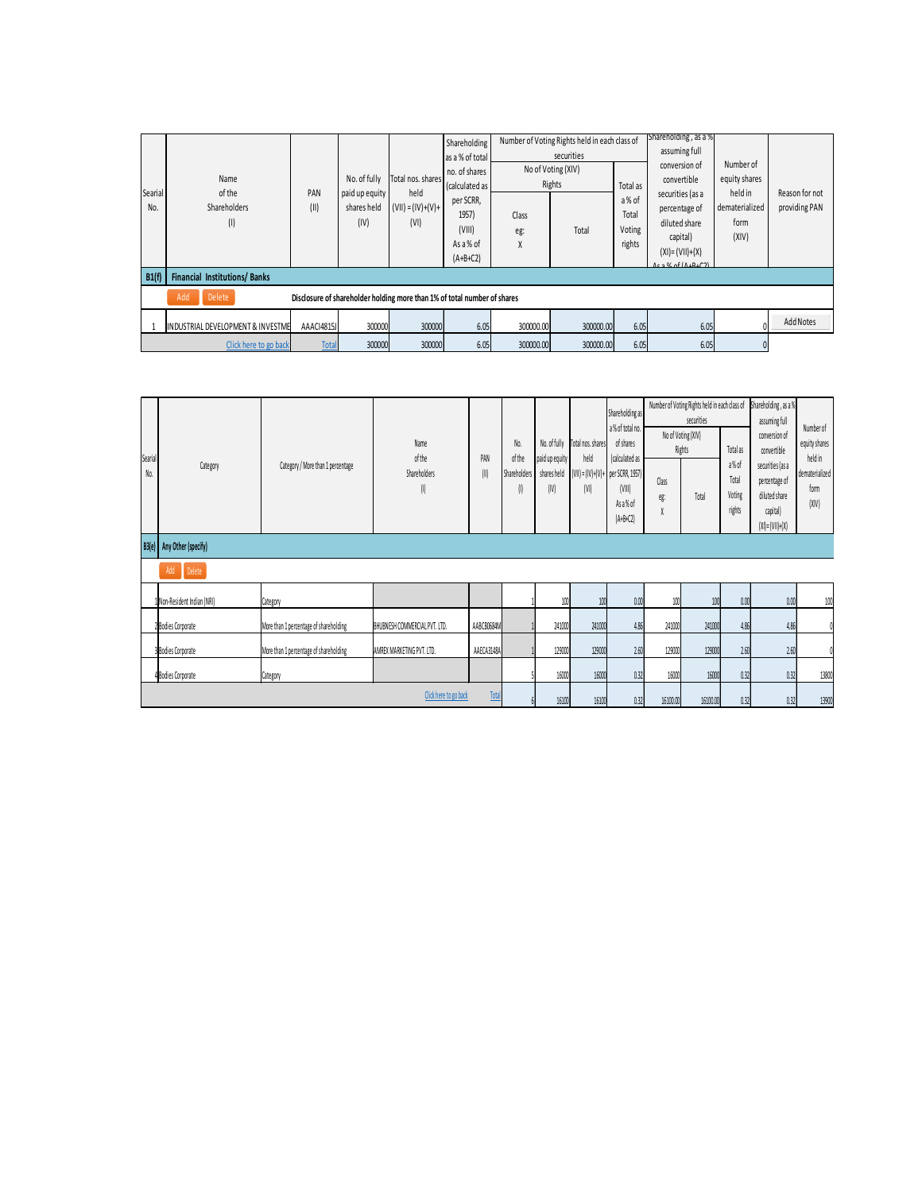| Searial No. | Name of the Shareholders (I) | PAN (II) | No. of fully paid up equity shares held (IV) | Total nos. shares held (VII) = (IV)+(V)+ (VI) | Shareholding as a % of total no. of shares (calculated as per SCRR, 1957) (VIII) As a % of (A+B+C2) | Number of Voting Rights held in each class of securities | | | Shareholding , as a % assuming full conversion of convertible securities (as a percentage of diluted share capital) (XI)= (VII)+(X) As a % of (A+B+C2) | Number of equity shares held in dematerialized form (XIV) | Reason for not providing PAN |
|---|---|---|---|---|---|---|---|---|---|---|---|
| | | | | | | No of Voting (XIV) Rights | | Total as a % of Total Voting rights | | | |
| | | | | | | Class eg: X | Total | | | | |
| B1(f) | Financial Institutions/ Banks | | | | | | | | | | |
| | Add Delete | Disclosure of shareholder holding more than 1% of total number of shares | | | | | | | | | |
| 1 | INDUSTRIAL DEVELOPMENT & INVESTME | AAACI4815J | 300000 | 300000 | 6.05 | 300000.00 | 300000.00 | 6.05 | 6.05 | 0 | Add Notes |
| | Click here to go back | Total | 300000 | 300000 | 6.05 | 300000.00 | 300000.00 | 6.05 | 6.05 | 0 | |

| Searial No. | Category | Category / More than 1 percentage | Name of the Shareholders (I) | PAN (II) | No. of the Shareholders (I) | No. of fully paid up equity shares held (IV) | Total nos. shares held (VII) = (IV)+(V)+ (VI) | Shareholding as a % of total no. of shares (calculated as per SCRR, 1957) (VIII) As a % of (A+B+C2) | Number of Voting Rights held in each class of securities | | | Shareholding , as a % assuming full conversion of convertible securities (as a percentage of diluted share capital) (XI)= (VII)+(X) | Number of equity shares held in dematerialized form (XIV) |
|---|---|---|---|---|---|---|---|---|---|---|---|---|---|
| | | | | | | | | | No of Voting (XIV) Rights | | Total as a % of Total Voting rights | | |
| | | | | | | | | | Class eg: X | Total | | | |
| B3(e) | Any Other (specify) | | | | | | | | | | | | |
| | Add Delete | | | | | | | | | | | | |
| 1 | Non-Resident Indian (NRI) | Category | | | 1 | 100 | 100 | 0.00 | 100 | 100 | 0.00 | 0.00 | 100 |
| 2 | Bodies Corporate | More than 1 percentage of shareholding | BHUBNESH COMMERCIAL PVT. LTD. | AABCB0684M | 1 | 241000 | 241000 | 4.86 | 241000 | 241000 | 4.86 | 4.86 | 0 |
| 3 | Bodies Corporate | More than 1 percentage of shareholding | AMREX MARKETING PVT. LTD. | AAECA3148A | 1 | 129000 | 129000 | 2.60 | 129000 | 129000 | 2.60 | 2.60 | 0 |
| 4 | Bodies Corporate | Category | | | 5 | 16000 | 16000 | 0.32 | 16000 | 16000 | 0.32 | 0.32 | 13800 |
| | | | Click here to go back | Total | 6 | 16100 | 16100 | 0.32 | 16100.00 | 16100.00 | 0.32 | 0.32 | 13900 |